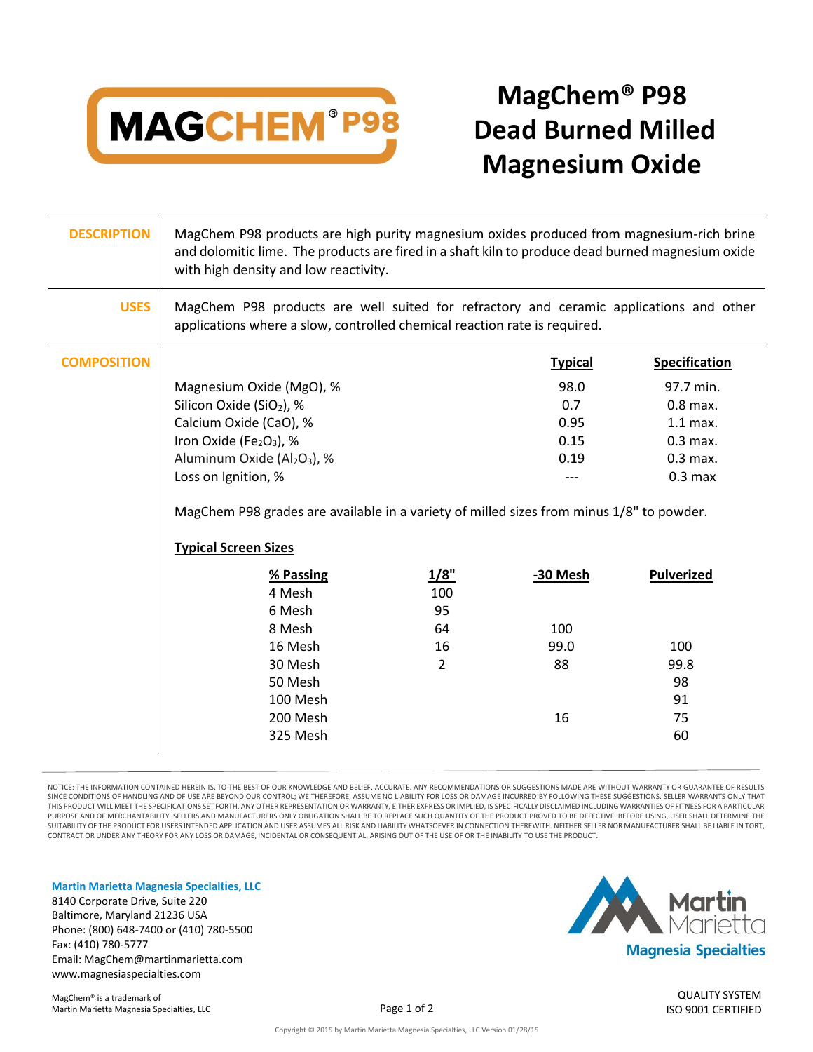# MagChem® P98 Dead Burned Milled Magnesium Oxide

**DESCRIPTION**

MagChem P98 products are high purity magnesium oxides produced from magnesium-rich brine and dolomitic lime. The products are fired in a shaft kiln to produce dead burned magnesium oxide with high density and low reactivity.

**USES**

MagChem P98 products are well suited for refractory and ceramic applications and other applications where a slow, controlled chemical reaction rate is required.

**COMPOSITION**

| | Typical | Specification |
|---|---|---|
| Magnesium Oxide (MgO), % | 98.0 | 97.7 min. |
| Silicon Oxide ($SiO_2$), % | 0.7 | 0.8 max. |
| Calcium Oxide (CaO), % | 0.95 | 1.1 max. |
| Iron Oxide ($Fe_2O_3$), % | 0.15 | 0.3 max. |
| Aluminum Oxide ($Al_2O_3$), % | 0.19 | 0.3 max. |
| Loss on Ignition, % | --- | 0.3 max |

MagChem P98 grades are available in a variety of milled sizes from minus 1/8" to powder.

**Typical Screen Sizes**

| % Passing | 1/8" | -30 Mesh | Pulverized |
|---|---|---|---|
| 4 Mesh | 100 | | |
| 6 Mesh | 95 | | |
| 8 Mesh | 64 | 100 | |
| 16 Mesh | 16 | 99.0 | 100 |
| 30 Mesh | 2 | 88 | 99.8 |
| 50 Mesh | | | 98 |
| 100 Mesh | | | 91 |
| 200 Mesh | | 16 | 75 |
| 325 Mesh | | | 60 |

NOTICE: THE INFORMATION CONTAINED HEREIN IS, TO THE BEST OF OUR KNOWLEDGE AND BELIEF, ACCURATE. ANY RECOMMENDATIONS OR SUGGESTIONS MADE ARE WITHOUT WARRANTY OR GUARANTEE OF RESULTS SINCE CONDITIONS OF HANDLING AND OF USE ARE BEYOND OUR CONTROL; WE THEREFORE, ASSUME NO LIABILITY FOR LOSS OR DAMAGE INCURRED BY FOLLOWING THESE SUGGESTIONS. SELLER WARRANTS ONLY THAT THIS PRODUCT WILL MEET THE SPECIFICATIONS SET FORTH. ANY OTHER REPRESENTATION OR WARRANTY, EITHER EXPRESS OR IMPLIED, IS SPECIFICALLY DISCLAIMED INCLUDING WARRANTIES OF FITNESS FOR A PARTICULAR PURPOSE AND OF MERCHANTABILITY. SELLERS AND MANUFACTURERS ONLY OBLIGATION SHALL BE TO REPLACE SUCH QUANTITY OF THE PRODUCT PROVED TO BE DEFECTIVE. BEFORE USING, USER SHALL DETERMINE THE SUITABILITY OF THE PRODUCT FOR USERS INTENDED APPLICATION AND USER ASSUMES ALL RISK AND LIABILITY WHATSOEVER IN CONNECTION THEREWITH. NEITHER SELLER NOR MANUFACTURER SHALL BE LIABLE IN TORT, CONTRACT OR UNDER ANY THEORY FOR ANY LOSS OR DAMAGE, INCIDENTAL OR CONSEQUENTIAL, ARISING OUT OF THE USE OF OR THE INABILITY TO USE THE PRODUCT.

**Martin Marietta Magnesia Specialties, LLC**
8140 Corporate Drive, Suite 220
Baltimore, Maryland 21236 USA
Phone: (800) 648-7400 or (410) 780-5500
Fax: (410) 780-5777
Email: MagChem@martinmarietta.com
www.magnesiaspecialties.com

MagChem® is a trademark of Martin Marietta Magnesia Specialties, LLC

QUALITY SYSTEM
ISO 9001 CERTIFIED

Copyright © 2015 by Martin Marietta Magnesia Specialties, LLC Version 01/28/15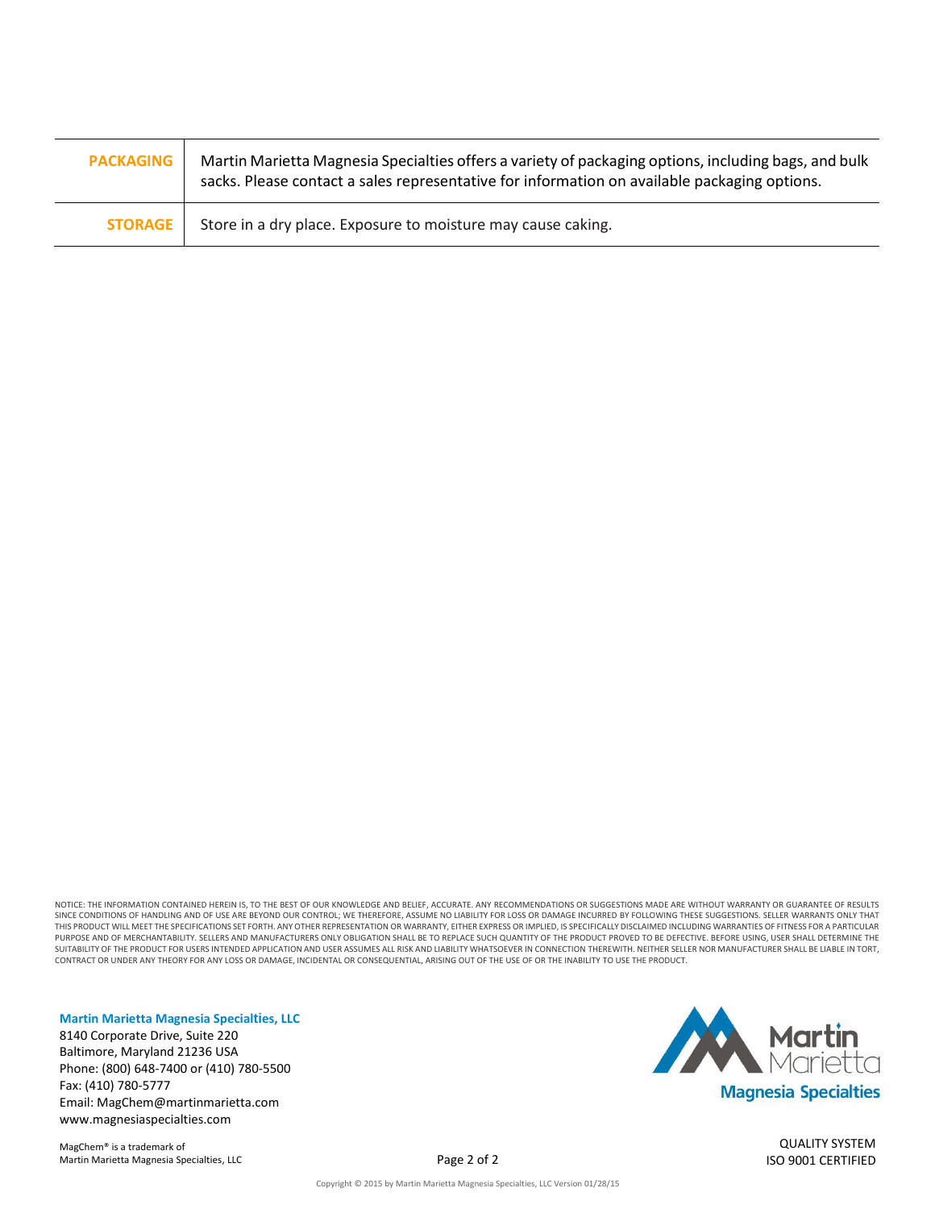| | |
|---|---|
| **PACKAGING** | Martin Marietta Magnesia Specialties offers a variety of packaging options, including bags, and bulk sacks. Please contact a sales representative for information on available packaging options. |
| **STORAGE** | Store in a dry place. Exposure to moisture may cause caking. |

NOTICE: THE INFORMATION CONTAINED HEREIN IS, TO THE BEST OF OUR KNOWLEDGE AND BELIEF, ACCURATE. ANY RECOMMENDATIONS OR SUGGESTIONS MADE ARE WITHOUT WARRANTY OR GUARANTEE OF RESULTS SINCE CONDITIONS OF HANDLING AND OF USE ARE BEYOND OUR CONTROL; WE THEREFORE, ASSUME NO LIABILITY FOR LOSS OR DAMAGE INCURRED BY FOLLOWING THESE SUGGESTIONS. SELLER WARRANTS ONLY THAT THIS PRODUCT WILL MEET THE SPECIFICATIONS SET FORTH. ANY OTHER REPRESENTATION OR WARRANTY, EITHER EXPRESS OR IMPLIED, IS SPECIFICALLY DISCLAIMED INCLUDING WARRANTIES OF FITNESS FOR A PARTICULAR PURPOSE AND OF MERCHANTABILITY. SELLERS AND MANUFACTURERS ONLY OBLIGATION SHALL BE TO REPLACE SUCH QUANTITY OF THE PRODUCT PROVED TO BE DEFECTIVE. BEFORE USING, USER SHALL DETERMINE THE SUITABILITY OF THE PRODUCT FOR USERS INTENDED APPLICATION AND USER ASSUMES ALL RISK AND LIABILITY WHATSOEVER IN CONNECTION THEREWITH. NEITHER SELLER NOR MANUFACTURER SHALL BE LIABLE IN TORT, CONTRACT OR UNDER ANY THEORY FOR ANY LOSS OR DAMAGE, INCIDENTAL OR CONSEQUENTIAL, ARISING OUT OF THE USE OF OR THE INABILITY TO USE THE PRODUCT.

**Martin Marietta Magnesia Specialties, LLC**
8140 Corporate Drive, Suite 220
Baltimore, Maryland 21236 USA
Phone: (800) 648-7400 or (410) 780-5500
Fax: (410) 780-5777
Email: MagChem@martinmarietta.com
www.magnesiaspecialties.com

Martin Marietta
Magnesia Specialties

MagChem® is a trademark of
Martin Marietta Magnesia Specialties, LLC

QUALITY SYSTEM
ISO 9001 CERTIFIED

Copyright © 2015 by Martin Marietta Magnesia Specialties, LLC Version 01/28/15